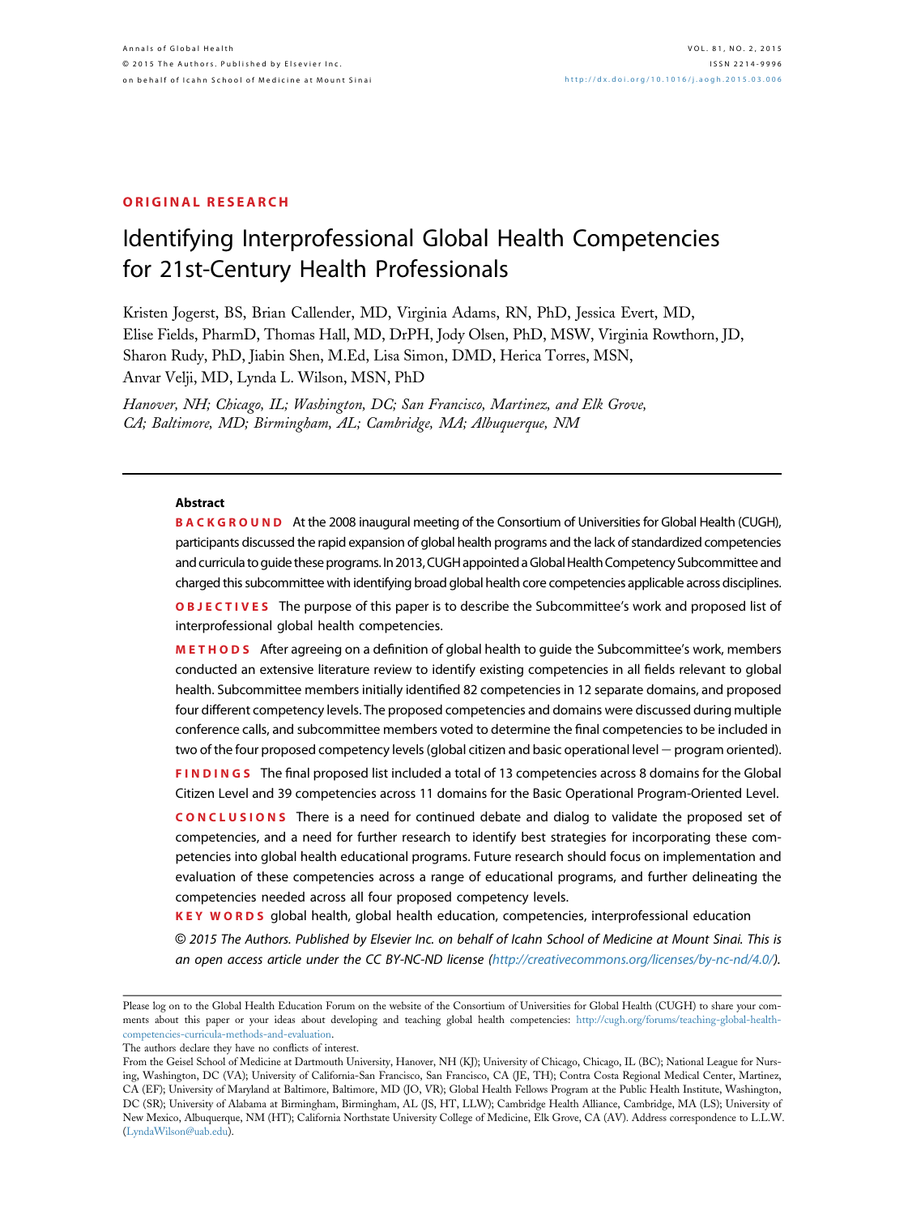ORIGINAL RESEARCH

# Identifying Interprofessional Global Health Competencies for 21st-Century Health Professionals

Kristen Jogerst, BS, Brian Callender, MD, Virginia Adams, RN, PhD, Jessica Evert, MD, Elise Fields, PharmD, Thomas Hall, MD, DrPH, Jody Olsen, PhD, MSW, Virginia Rowthorn, JD, Sharon Rudy, PhD, Jiabin Shen, M.Ed, Lisa Simon, DMD, Herica Torres, MSN, Anvar Velji, MD, Lynda L. Wilson, MSN, PhD

*Hanover, NH; Chicago, IL; Washington, DC; San Francisco, Martinez, and Elk Grove, CA; Baltimore, MD; Birmingham, AL; Cambridge, MA; Albuquerque, NM*

## Abstract

**BACKGROUND** At the 2008 inaugural meeting of the Consortium of Universities for Global Health (CUGH), participants discussed the rapid expansion of global health programs and the lack of standardized competencies and curricula to guide these programs. In 2013, CUGH appointed a Global Health Competency Subcommittee and charged this subcommittee with identifying broad global health core competencies applicable across disciplines.

**OBJECTIVES** The purpose of this paper is to describe the Subcommittee's work and proposed list of interprofessional global health competencies.

**METHODS** After agreeing on a definition of global health to guide the Subcommittee's work, members conducted an extensive literature review to identify existing competencies in all fields relevant to global health. Subcommittee members initially identified 82 competencies in 12 separate domains, and proposed four different competency levels. The proposed competencies and domains were discussed during multiple conference calls, and subcommittee members voted to determine the final competencies to be included in two of the four proposed competency levels (global citizen and basic operational level − program oriented).

**FINDINGS** The final proposed list included a total of 13 competencies across 8 domains for the Global Citizen Level and 39 competencies across 11 domains for the Basic Operational Program-Oriented Level.

**CONCLUSIONS** There is a need for continued debate and dialog to validate the proposed set of competencies, and a need for further research to identify best strategies for incorporating these competencies into global health educational programs. Future research should focus on implementation and evaluation of these competencies across a range of educational programs, and further delineating the competencies needed across all four proposed competency levels.

**KEY WORDS** global health, global health education, competencies, interprofessional education

*© 2015 The Authors. Published by Elsevier Inc. on behalf of Icahn School of Medicine at Mount Sinai. This is an open access article under the CC BY-NC-ND license (http://creativecommons.org/licenses/by-nc-nd/4.0/).*

---

Please log on to the Global Health Education Forum on the website of the Consortium of Universities for Global Health (CUGH) to share your comments about this paper or your ideas about developing and teaching global health competencies: http://cugh.org/forums/teaching-global-health-competencies-curricula-methods-and-evaluation.

The authors declare they have no conflicts of interest.

From the Geisel School of Medicine at Dartmouth University, Hanover, NH (KJ); University of Chicago, Chicago, IL (BC); National League for Nursing, Washington, DC (VA); University of California-San Francisco, San Francisco, CA (JE, TH); Contra Costa Regional Medical Center, Martinez, CA (EF); University of Maryland at Baltimore, Baltimore, MD (JO, VR); Global Health Fellows Program at the Public Health Institute, Washington, DC (SR); University of Alabama at Birmingham, Birmingham, AL (JS, HT, LLW); Cambridge Health Alliance, Cambridge, MA (LS); University of New Mexico, Albuquerque, NM (HT); California Northstate University College of Medicine, Elk Grove, CA (AV). Address correspondence to L.L.W. (LyndaWilson@uab.edu).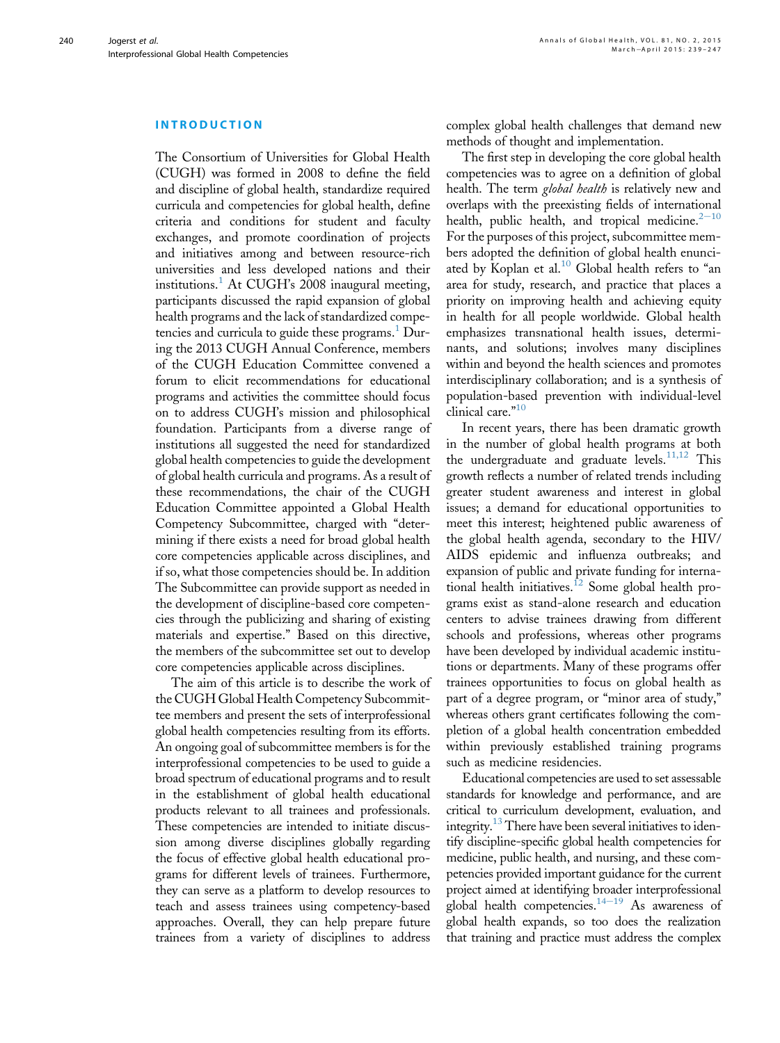## INTRODUCTION

The Consortium of Universities for Global Health (CUGH) was formed in 2008 to define the field and discipline of global health, standardize required curricula and competencies for global health, define criteria and conditions for student and faculty exchanges, and promote coordination of projects and initiatives among and between resource-rich universities and less developed nations and their institutions.[1] At CUGH's 2008 inaugural meeting, participants discussed the rapid expansion of global health programs and the lack of standardized competencies and curricula to guide these programs.[1] During the 2013 CUGH Annual Conference, members of the CUGH Education Committee convened a forum to elicit recommendations for educational programs and activities the committee should focus on to address CUGH's mission and philosophical foundation. Participants from a diverse range of institutions all suggested the need for standardized global health competencies to guide the development of global health curricula and programs. As a result of these recommendations, the chair of the CUGH Education Committee appointed a Global Health Competency Subcommittee, charged with "determining if there exists a need for broad global health core competencies applicable across disciplines, and if so, what those competencies should be. In addition The Subcommittee can provide support as needed in the development of discipline-based core competencies through the publicizing and sharing of existing materials and expertise." Based on this directive, the members of the subcommittee set out to develop core competencies applicable across disciplines.

The aim of this article is to describe the work of the CUGH Global Health Competency Subcommittee members and present the sets of interprofessional global health competencies resulting from its efforts. An ongoing goal of subcommittee members is for the interprofessional competencies to be used to guide a broad spectrum of educational programs and to result in the establishment of global health educational products relevant to all trainees and professionals. These competencies are intended to initiate discussion among diverse disciplines globally regarding the focus of effective global health educational programs for different levels of trainees. Furthermore, they can serve as a platform to develop resources to teach and assess trainees using competency-based approaches. Overall, they can help prepare future trainees from a variety of disciplines to address complex global health challenges that demand new methods of thought and implementation.

The first step in developing the core global health competencies was to agree on a definition of global health. The term *global health* is relatively new and overlaps with the preexisting fields of international health, public health, and tropical medicine.[2–10] For the purposes of this project, subcommittee members adopted the definition of global health enunciated by Koplan et al.[10] Global health refers to "an area for study, research, and practice that places a priority on improving health and achieving equity in health for all people worldwide. Global health emphasizes transnational health issues, determinants, and solutions; involves many disciplines within and beyond the health sciences and promotes interdisciplinary collaboration; and is a synthesis of population-based prevention with individual-level clinical care."[10]

In recent years, there has been dramatic growth in the number of global health programs at both the undergraduate and graduate levels.[11,12] This growth reflects a number of related trends including greater student awareness and interest in global issues; a demand for educational opportunities to meet this interest; heightened public awareness of the global health agenda, secondary to the HIV/AIDS epidemic and influenza outbreaks; and expansion of public and private funding for international health initiatives.[12] Some global health programs exist as stand-alone research and education centers to advise trainees drawing from different schools and professions, whereas other programs have been developed by individual academic institutions or departments. Many of these programs offer trainees opportunities to focus on global health as part of a degree program, or "minor area of study," whereas others grant certificates following the completion of a global health concentration embedded within previously established training programs such as medicine residencies.

Educational competencies are used to set assessable standards for knowledge and performance, and are critical to curriculum development, evaluation, and integrity.[13] There have been several initiatives to identify discipline-specific global health competencies for medicine, public health, and nursing, and these competencies provided important guidance for the current project aimed at identifying broader interprofessional global health competencies.[14–19] As awareness of global health expands, so too does the realization that training and practice must address the complex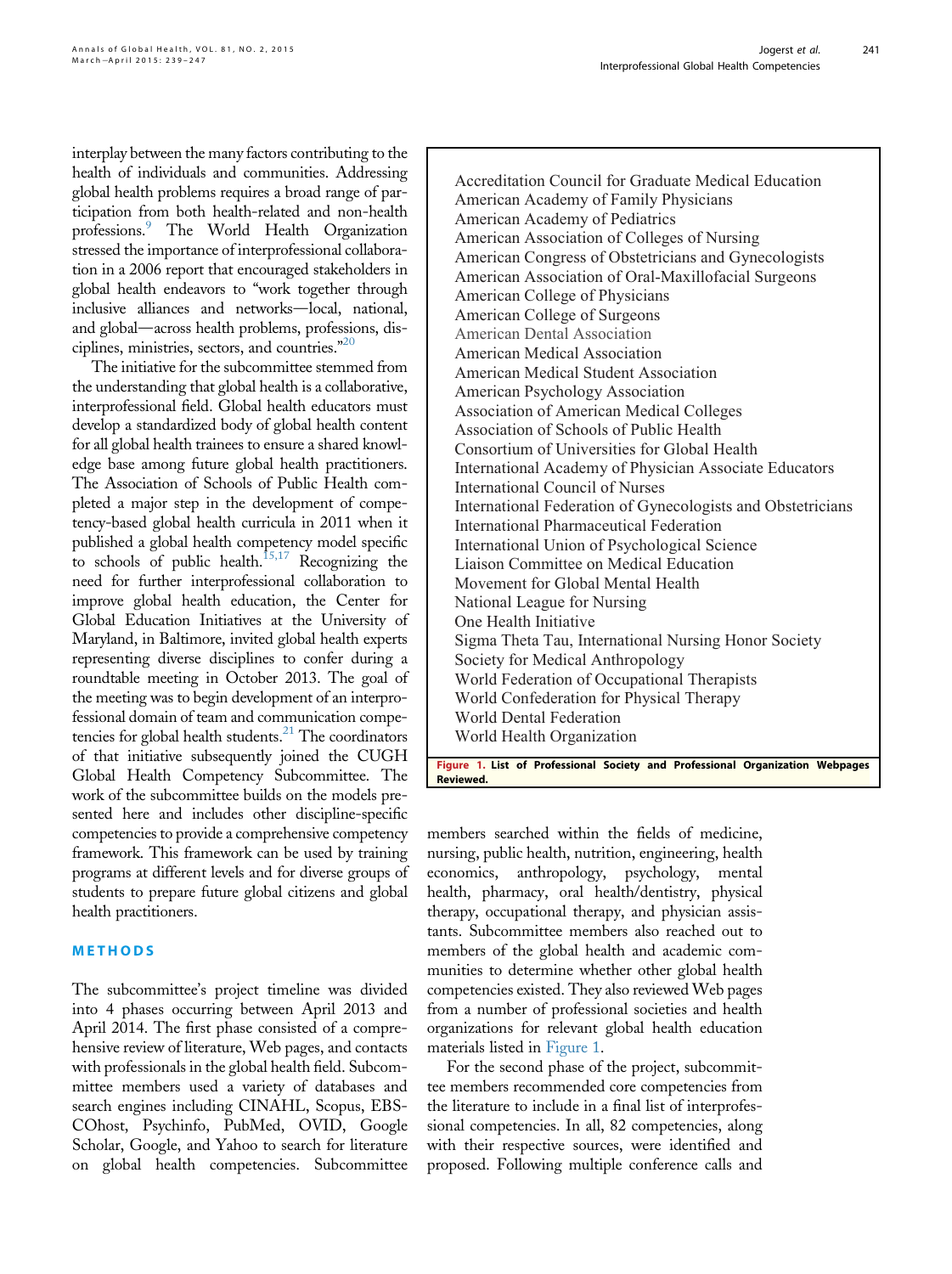interplay between the many factors contributing to the health of individuals and communities. Addressing global health problems requires a broad range of participation from both health-related and non-health professions.[9] The World Health Organization stressed the importance of interprofessional collaboration in a 2006 report that encouraged stakeholders in global health endeavors to "work together through inclusive alliances and networks—local, national, and global—across health problems, professions, disciplines, ministries, sectors, and countries."[20]

The initiative for the subcommittee stemmed from the understanding that global health is a collaborative, interprofessional field. Global health educators must develop a standardized body of global health content for all global health trainees to ensure a shared knowledge base among future global health practitioners. The Association of Schools of Public Health completed a major step in the development of competency-based global health curricula in 2011 when it published a global health competency model specific to schools of public health.[15,17] Recognizing the need for further interprofessional collaboration to improve global health education, the Center for Global Education Initiatives at the University of Maryland, in Baltimore, invited global health experts representing diverse disciplines to confer during a roundtable meeting in October 2013. The goal of the meeting was to begin development of an interprofessional domain of team and communication competencies for global health students.[21] The coordinators of that initiative subsequently joined the CUGH Global Health Competency Subcommittee. The work of the subcommittee builds on the models presented here and includes other discipline-specific competencies to provide a comprehensive competency framework. This framework can be used by training programs at different levels and for diverse groups of students to prepare future global citizens and global health practitioners.

## METHODS

The subcommittee's project timeline was divided into 4 phases occurring between April 2013 and April 2014. The first phase consisted of a comprehensive review of literature, Web pages, and contacts with professionals in the global health field. Subcommittee members used a variety of databases and search engines including CINAHL, Scopus, EBSCOhost, Psychinfo, PubMed, OVID, Google Scholar, Google, and Yahoo to search for literature on global health competencies. Subcommittee members searched within the fields of medicine, nursing, public health, nutrition, engineering, health economics, anthropology, psychology, mental health, pharmacy, oral health/dentistry, physical therapy, occupational therapy, and physician assistants. Subcommittee members also reached out to members of the global health and academic communities to determine whether other global health competencies existed. They also reviewed Web pages from a number of professional societies and health organizations for relevant global health education materials listed in Figure 1.

Accreditation Council for Graduate Medical Education
American Academy of Family Physicians
American Academy of Pediatrics
American Association of Colleges of Nursing
American Congress of Obstetricians and Gynecologists
American Association of Oral-Maxillofacial Surgeons
American College of Physicians
American College of Surgeons
American Dental Association
American Medical Association
American Medical Student Association
American Psychology Association
Association of American Medical Colleges
Association of Schools of Public Health
Consortium of Universities for Global Health
International Academy of Physician Associate Educators
International Council of Nurses
International Federation of Gynecologists and Obstetricians
International Pharmaceutical Federation
International Union of Psychological Science
Liaison Committee on Medical Education
Movement for Global Mental Health
National League for Nursing
One Health Initiative
Sigma Theta Tau, International Nursing Honor Society
Society for Medical Anthropology
World Federation of Occupational Therapists
World Confederation for Physical Therapy
World Dental Federation
World Health Organization

**Figure 1. List of Professional Society and Professional Organization Webpages Reviewed.**

For the second phase of the project, subcommittee members recommended core competencies from the literature to include in a final list of interprofessional competencies. In all, 82 competencies, along with their respective sources, were identified and proposed. Following multiple conference calls and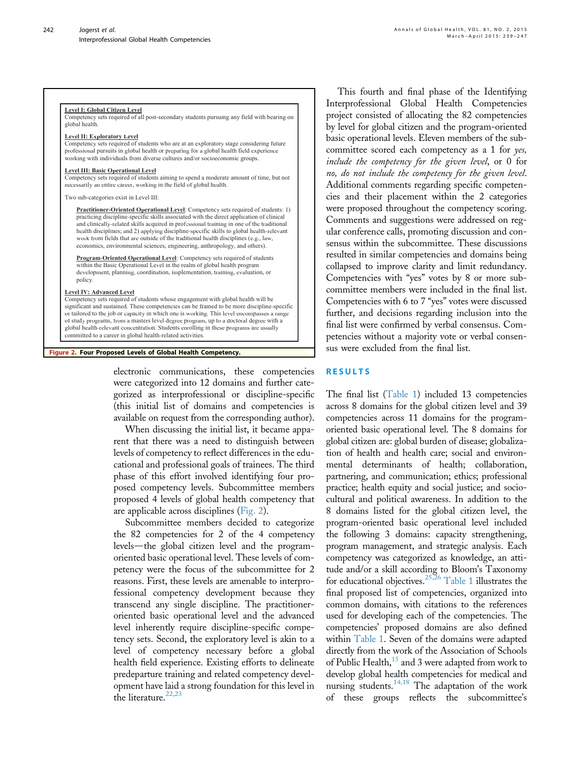**Level I: Global Citizen Level**
Competency sets required of all post-secondary students pursuing any field with bearing on global health.

**Level II: Exploratory Level**
Competency sets required of students who are at an exploratory stage considering future professional pursuits in global health or preparing for a global health field experience working with individuals from diverse cultures and/or socioeconomic groups.

**Level III: Basic Operational Level**
Competency sets required of students aiming to spend a moderate amount of time, but not necessarily an entire career, working in the field of global health.

Two sub-categories exist in Level III:

**Practitioner-Oriented Operational Level**: Competency sets required of students: 1) practicing discipline-specific skills associated with the direct application of clinical and clinically-related skills acquired in professional training in one of the traditional health disciplines; and 2) applying discipline-specific skills to global health-relevant work from fields that are outside of the traditional health disciplines (e.g., law, economics, environmental sciences, engineering, anthropology, and others).

**Program-Oriented Operational Level**: Competency sets required of students within the Basic Operational Level in the realm of global health program development, planning, coordination, implementation, training, evaluation, or policy.

**Level IV: Advanced Level**
Competency sets required of students whose engagement with global health will be significant and sustained. These competencies can be framed to be more discipline-specific or tailored to the job or capacity in which one is working. This level encompasses a range of study programs, from a masters level degree program, up to a doctoral degree with a global health-relevant concentration. Students enrolling in these programs are usually committed to a career in global health-related activities.

**Figure 2. Four Proposed Levels of Global Health Competency.**

electronic communications, these competencies were categorized into 12 domains and further categorized as interprofessional or discipline-specific (this initial list of domains and competencies is available on request from the corresponding author).

When discussing the initial list, it became apparent that there was a need to distinguish between levels of competency to reflect differences in the educational and professional goals of trainees. The third phase of this effort involved identifying four proposed competency levels. Subcommittee members proposed 4 levels of global health competency that are applicable across disciplines (Fig. 2).

Subcommittee members decided to categorize the 82 competencies for 2 of the 4 competency levels—the global citizen level and the program-oriented basic operational level. These levels of competency were the focus of the subcommittee for 2 reasons. First, these levels are amenable to interprofessional competency development because they transcend any single discipline. The practitioner-oriented basic operational level and the advanced level inherently require discipline-specific competency sets. Second, the exploratory level is akin to a level of competency necessary before a global health field experience. Existing efforts to delineate predeparture training and related competency development have laid a strong foundation for this level in the literature.[22,23]

This fourth and final phase of the Identifying Interprofessional Global Health Competencies project consisted of allocating the 82 competencies by level for global citizen and the program-oriented basic operational levels. Eleven members of the subcommittee scored each competency as a 1 for *yes, include the competency for the given level*, or 0 for *no, do not include the competency for the given level*. Additional comments regarding specific competencies and their placement within the 2 categories were proposed throughout the competency scoring. Comments and suggestions were addressed on regular conference calls, promoting discussion and consensus within the subcommittee. These discussions resulted in similar competencies and domains being collapsed to improve clarity and limit redundancy. Competencies with "yes" votes by 8 or more subcommittee members were included in the final list. Competencies with 6 to 7 "yes" votes were discussed further, and decisions regarding inclusion into the final list were confirmed by verbal consensus. Competencies without a majority vote or verbal consensus were excluded from the final list.

## RESULTS

The final list (Table 1) included 13 competencies across 8 domains for the global citizen level and 39 competencies across 11 domains for the program-oriented basic operational level. The 8 domains for global citizen are: global burden of disease; globalization of health and health care; social and environmental determinants of health; collaboration, partnering, and communication; ethics; professional practice; health equity and social justice; and sociocultural and political awareness. In addition to the 8 domains listed for the global citizen level, the program-oriented basic operational level included the following 3 domains: capacity strengthening, program management, and strategic analysis. Each competency was categorized as knowledge, an attitude and/or a skill according to Bloom's Taxonomy for educational objectives.[25,26] Table 1 illustrates the final proposed list of competencies, organized into common domains, with citations to the references used for developing each of the competencies. The competencies' proposed domains are also defined within Table 1. Seven of the domains were adapted directly from the work of the Association of Schools of Public Health,[15] and 3 were adapted from work to develop global health competencies for medical and nursing students.[14,18] The adaptation of the work of these groups reflects the subcommittee's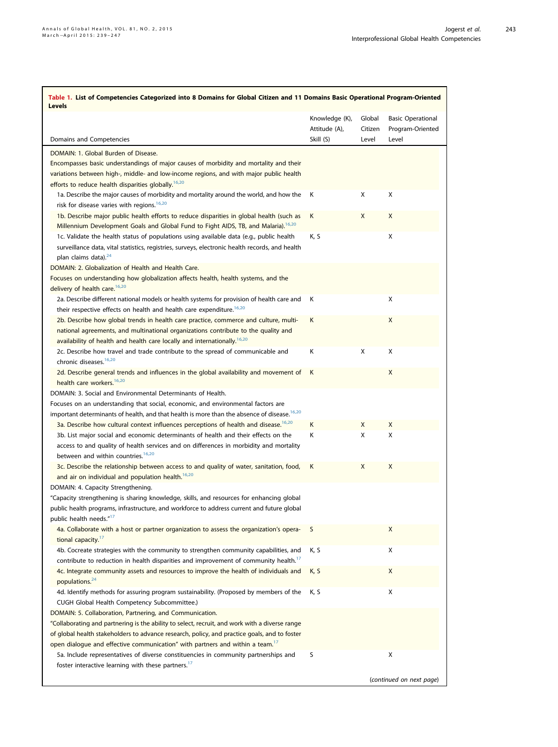**Table 1. List of Competencies Categorized into 8 Domains for Global Citizen and 11 Domains Basic Operational Program-Oriented Levels**

| Domains and Competencies | Knowledge (K), Attitude (A), Skill (S) | Global Citizen Level | Basic Operational Program-Oriented Level |
|---|---|---|---|
| DOMAIN: 1. Global Burden of Disease. Encompasses basic understandings of major causes of morbidity and mortality and their variations between high-, middle- and low-income regions, and with major public health efforts to reduce health disparities globally.[16,20] | | | |
| 1a. Describe the major causes of morbidity and mortality around the world, and how the risk for disease varies with regions.[16,20] | K | X | X |
| 1b. Describe major public health efforts to reduce disparities in global health (such as Millennium Development Goals and Global Fund to Fight AIDS, TB, and Malaria).[16,20] | K | X | X |
| 1c. Validate the health status of populations using available data (e.g., public health surveillance data, vital statistics, registries, surveys, electronic health records, and health plan claims data).[24] | K, S | | X |
| DOMAIN: 2. Globalization of Health and Health Care. Focuses on understanding how globalization affects health, health systems, and the delivery of health care.[16,20] | | | |
| 2a. Describe different national models or health systems for provision of health care and their respective effects on health and health care expenditure.[16,20] | K | | X |
| 2b. Describe how global trends in health care practice, commerce and culture, multinational agreements, and multinational organizations contribute to the quality and availability of health and health care locally and internationally.[16,20] | K | | X |
| 2c. Describe how travel and trade contribute to the spread of communicable and chronic diseases.[16,20] | K | X | X |
| 2d. Describe general trends and influences in the global availability and movement of health care workers.[16,20] | K | | X |
| DOMAIN: 3. Social and Environmental Determinants of Health. Focuses on an understanding that social, economic, and environmental factors are important determinants of health, and that health is more than the absence of disease.[16,20] | | | |
| 3a. Describe how cultural context influences perceptions of health and disease.[16,20] | K | X | X |
| 3b. List major social and economic determinants of health and their effects on the access to and quality of health services and on differences in morbidity and mortality between and within countries.[16,20] | K | X | X |
| 3c. Describe the relationship between access to and quality of water, sanitation, food, and air on individual and population health.[16,20] | K | X | X |
| DOMAIN: 4. Capacity Strengthening. "Capacity strengthening is sharing knowledge, skills, and resources for enhancing global public health programs, infrastructure, and workforce to address current and future global public health needs."[17] | | | |
| 4a. Collaborate with a host or partner organization to assess the organization's operational capacity.[17] | S | | X |
| 4b. Cocreate strategies with the community to strengthen community capabilities, and contribute to reduction in health disparities and improvement of community health.[17] | K, S | | X |
| 4c. Integrate community assets and resources to improve the health of individuals and populations.[24] | K, S | | X |
| 4d. Identify methods for assuring program sustainability. (Proposed by members of the CUGH Global Health Competency Subcommittee.) | K, S | | X |
| DOMAIN: 5. Collaboration, Partnering, and Communication. "Collaborating and partnering is the ability to select, recruit, and work with a diverse range of global health stakeholders to advance research, policy, and practice goals, and to foster open dialogue and effective communication" with partners and within a team.[17] | | | |
| 5a. Include representatives of diverse constituencies in community partnerships and foster interactive learning with these partners.[17] | S | | X |

(continued on next page)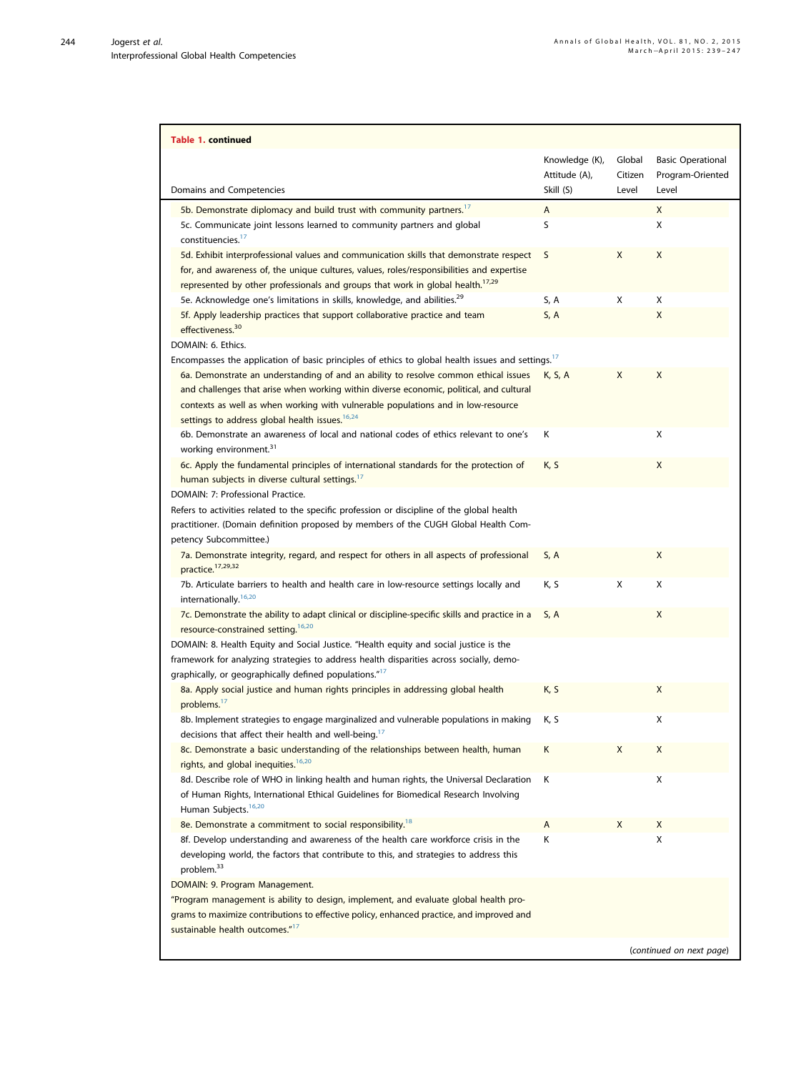**Table 1. continued**

| Domains and Competencies | Knowledge (K), Attitude (A), Skill (S) | Global Citizen Level | Basic Operational Program-Oriented Level |
|---|---|---|---|
| 5b. Demonstrate diplomacy and build trust with community partners.[17] | A | | X |
| 5c. Communicate joint lessons learned to community partners and global constituencies.[17] | S | | X |
| 5d. Exhibit interprofessional values and communication skills that demonstrate respect for, and awareness of, the unique cultures, values, roles/responsibilities and expertise represented by other professionals and groups that work in global health.[17,29] | S | X | X |
| 5e. Acknowledge one's limitations in skills, knowledge, and abilities.[29] | S, A | X | X |
| 5f. Apply leadership practices that support collaborative practice and team effectiveness.[30] | S, A | | X |
| DOMAIN: 6. Ethics. | | | |
| Encompasses the application of basic principles of ethics to global health issues and settings.[17] | | | |
| 6a. Demonstrate an understanding of and an ability to resolve common ethical issues and challenges that arise when working within diverse economic, political, and cultural contexts as well as when working with vulnerable populations and in low-resource settings to address global health issues.[16,24] | K, S, A | X | X |
| 6b. Demonstrate an awareness of local and national codes of ethics relevant to one's working environment.[31] | K | | X |
| 6c. Apply the fundamental principles of international standards for the protection of human subjects in diverse cultural settings.[17] | K, S | | X |
| DOMAIN: 7: Professional Practice. | | | |
| Refers to activities related to the specific profession or discipline of the global health practitioner. (Domain definition proposed by members of the CUGH Global Health Competency Subcommittee.) | | | |
| 7a. Demonstrate integrity, regard, and respect for others in all aspects of professional practice.[17,29,32] | S, A | | X |
| 7b. Articulate barriers to health and health care in low-resource settings locally and internationally.[16,20] | K, S | X | X |
| 7c. Demonstrate the ability to adapt clinical or discipline-specific skills and practice in a resource-constrained setting.[16,20] | S, A | | X |
| DOMAIN: 8. Health Equity and Social Justice. "Health equity and social justice is the framework for analyzing strategies to address health disparities across socially, demographically, or geographically defined populations."[17] | | | |
| 8a. Apply social justice and human rights principles in addressing global health problems.[17] | K, S | | X |
| 8b. Implement strategies to engage marginalized and vulnerable populations in making decisions that affect their health and well-being.[17] | K, S | | X |
| 8c. Demonstrate a basic understanding of the relationships between health, human rights, and global inequities.[16,20] | K | X | X |
| 8d. Describe role of WHO in linking health and human rights, the Universal Declaration of Human Rights, International Ethical Guidelines for Biomedical Research Involving Human Subjects.[16,20] | K | | X |
| 8e. Demonstrate a commitment to social responsibility.[18] | A | X | X |
| 8f. Develop understanding and awareness of the health care workforce crisis in the developing world, the factors that contribute to this, and strategies to address this problem.[33] | K | | X |
| DOMAIN: 9. Program Management. | | | |
| "Program management is ability to design, implement, and evaluate global health programs to maximize contributions to effective policy, enhanced practice, and improved and sustainable health outcomes."[17] | | | |

(continued on next page)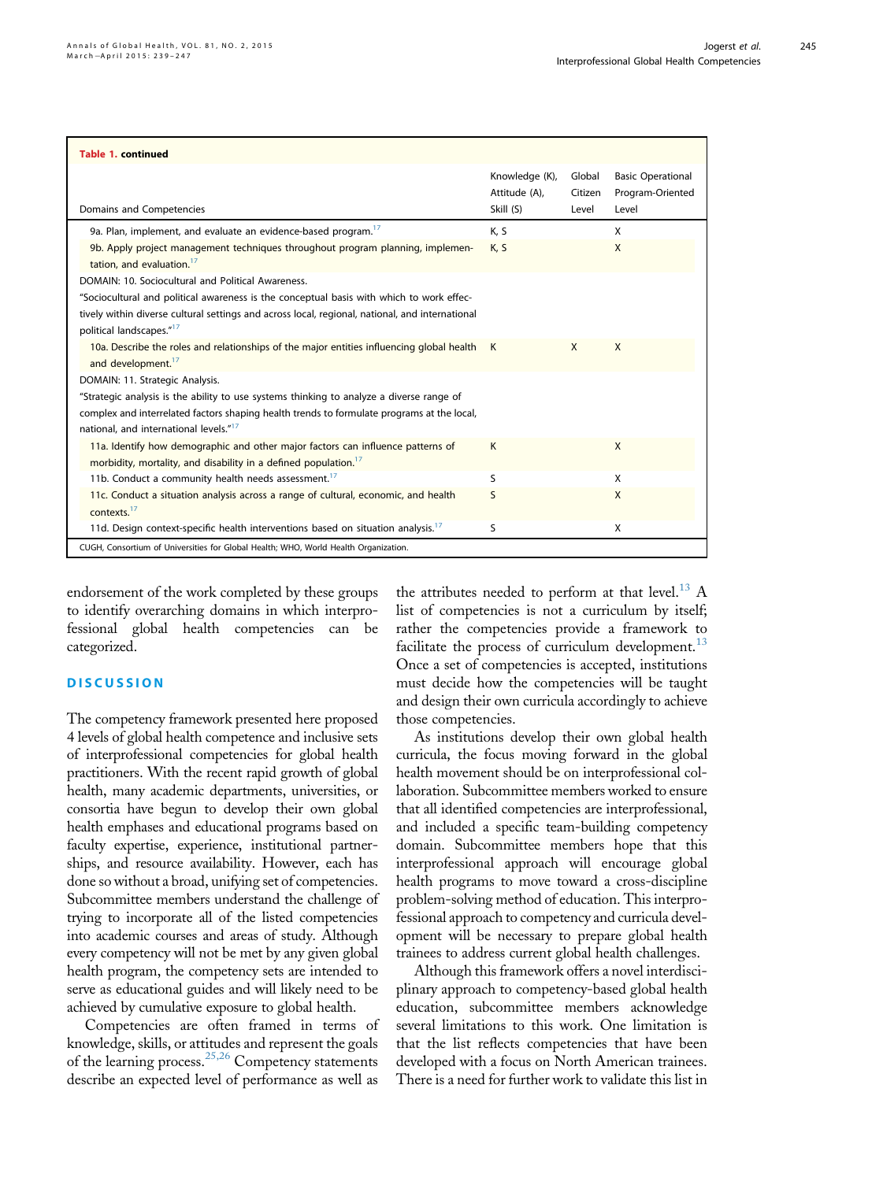**Table 1. continued**

| Domains and Competencies | Knowledge (K), Attitude (A), Skill (S) | Global Citizen Level | Basic Operational Program-Oriented Level |
|---|---|---|---|
| 9a. Plan, implement, and evaluate an evidence-based program.[17] | K, S | | X |
| 9b. Apply project management techniques throughout program planning, implementation, and evaluation.[17] | K, S | | X |
| DOMAIN: 10. Sociocultural and Political Awareness. "Sociocultural and political awareness is the conceptual basis with which to work effectively within diverse cultural settings and across local, regional, national, and international political landscapes."[17] | | | |
| 10a. Describe the roles and relationships of the major entities influencing global health and development.[17] | K | X | X |
| DOMAIN: 11. Strategic Analysis. "Strategic analysis is the ability to use systems thinking to analyze a diverse range of complex and interrelated factors shaping health trends to formulate programs at the local, national, and international levels."[17] | | | |
| 11a. Identify how demographic and other major factors can influence patterns of morbidity, mortality, and disability in a defined population.[17] | K | | X |
| 11b. Conduct a community health needs assessment.[17] | S | | X |
| 11c. Conduct a situation analysis across a range of cultural, economic, and health contexts.[17] | S | | X |
| 11d. Design context-specific health interventions based on situation analysis.[17] | S | | X |

CUGH, Consortium of Universities for Global Health; WHO, World Health Organization.

endorsement of the work completed by these groups to identify overarching domains in which interprofessional global health competencies can be categorized.

## DISCUSSION

The competency framework presented here proposed 4 levels of global health competence and inclusive sets of interprofessional competencies for global health practitioners. With the recent rapid growth of global health, many academic departments, universities, or consortia have begun to develop their own global health emphases and educational programs based on faculty expertise, experience, institutional partnerships, and resource availability. However, each has done so without a broad, unifying set of competencies. Subcommittee members understand the challenge of trying to incorporate all of the listed competencies into academic courses and areas of study. Although every competency will not be met by any given global health program, the competency sets are intended to serve as educational guides and will likely need to be achieved by cumulative exposure to global health.

Competencies are often framed in terms of knowledge, skills, or attitudes and represent the goals of the learning process.[25,26] Competency statements describe an expected level of performance as well as the attributes needed to perform at that level.[13] A list of competencies is not a curriculum by itself; rather the competencies provide a framework to facilitate the process of curriculum development.[13] Once a set of competencies is accepted, institutions must decide how the competencies will be taught and design their own curricula accordingly to achieve those competencies.

As institutions develop their own global health curricula, the focus moving forward in the global health movement should be on interprofessional collaboration. Subcommittee members worked to ensure that all identified competencies are interprofessional, and included a specific team-building competency domain. Subcommittee members hope that this interprofessional approach will encourage global health programs to move toward a cross-discipline problem-solving method of education. This interprofessional approach to competency and curricula development will be necessary to prepare global health trainees to address current global health challenges.

Although this framework offers a novel interdisciplinary approach to competency-based global health education, subcommittee members acknowledge several limitations to this work. One limitation is that the list reflects competencies that have been developed with a focus on North American trainees. There is a need for further work to validate this list in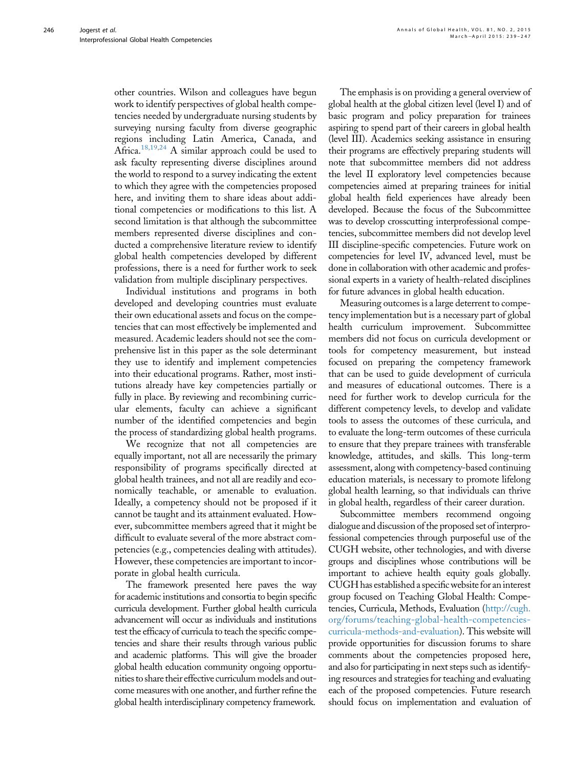other countries. Wilson and colleagues have begun work to identify perspectives of global health competencies needed by undergraduate nursing students by surveying nursing faculty from diverse geographic regions including Latin America, Canada, and Africa.[18,19,24] A similar approach could be used to ask faculty representing diverse disciplines around the world to respond to a survey indicating the extent to which they agree with the competencies proposed here, and inviting them to share ideas about additional competencies or modifications to this list. A second limitation is that although the subcommittee members represented diverse disciplines and conducted a comprehensive literature review to identify global health competencies developed by different professions, there is a need for further work to seek validation from multiple disciplinary perspectives.

Individual institutions and programs in both developed and developing countries must evaluate their own educational assets and focus on the competencies that can most effectively be implemented and measured. Academic leaders should not see the comprehensive list in this paper as the sole determinant they use to identify and implement competencies into their educational programs. Rather, most institutions already have key competencies partially or fully in place. By reviewing and recombining curricular elements, faculty can achieve a significant number of the identified competencies and begin the process of standardizing global health programs.

We recognize that not all competencies are equally important, not all are necessarily the primary responsibility of programs specifically directed at global health trainees, and not all are readily and economically teachable, or amenable to evaluation. Ideally, a competency should not be proposed if it cannot be taught and its attainment evaluated. However, subcommittee members agreed that it might be difficult to evaluate several of the more abstract competencies (e.g., competencies dealing with attitudes). However, these competencies are important to incorporate in global health curricula.

The framework presented here paves the way for academic institutions and consortia to begin specific curricula development. Further global health curricula advancement will occur as individuals and institutions test the efficacy of curricula to teach the specific competencies and share their results through various public and academic platforms. This will give the broader global health education community ongoing opportunities to share their effective curriculum models and outcome measures with one another, and further refine the global health interdisciplinary competency framework.

The emphasis is on providing a general overview of global health at the global citizen level (level I) and of basic program and policy preparation for trainees aspiring to spend part of their careers in global health (level III). Academics seeking assistance in ensuring their programs are effectively preparing students will note that subcommittee members did not address the level II exploratory level competencies because competencies aimed at preparing trainees for initial global health field experiences have already been developed. Because the focus of the Subcommittee was to develop crosscutting interprofessional competencies, subcommittee members did not develop level III discipline-specific competencies. Future work on competencies for level IV, advanced level, must be done in collaboration with other academic and professional experts in a variety of health-related disciplines for future advances in global health education.

Measuring outcomes is a large deterrent to competency implementation but is a necessary part of global health curriculum improvement. Subcommittee members did not focus on curricula development or tools for competency measurement, but instead focused on preparing the competency framework that can be used to guide development of curricula and measures of educational outcomes. There is a need for further work to develop curricula for the different competency levels, to develop and validate tools to assess the outcomes of these curricula, and to evaluate the long-term outcomes of these curricula to ensure that they prepare trainees with transferable knowledge, attitudes, and skills. This long-term assessment, along with competency-based continuing education materials, is necessary to promote lifelong global health learning, so that individuals can thrive in global health, regardless of their career duration.

Subcommittee members recommend ongoing dialogue and discussion of the proposed set of interprofessional competencies through purposeful use of the CUGH website, other technologies, and with diverse groups and disciplines whose contributions will be important to achieve health equity goals globally. CUGH has established a specific website for an interest group focused on Teaching Global Health: Competencies, Curricula, Methods, Evaluation (http://cugh.org/forums/teaching-global-health-competencies-curricula-methods-and-evaluation). This website will provide opportunities for discussion forums to share comments about the competencies proposed here, and also for participating in next steps such as identifying resources and strategies for teaching and evaluating each of the proposed competencies. Future research should focus on implementation and evaluation of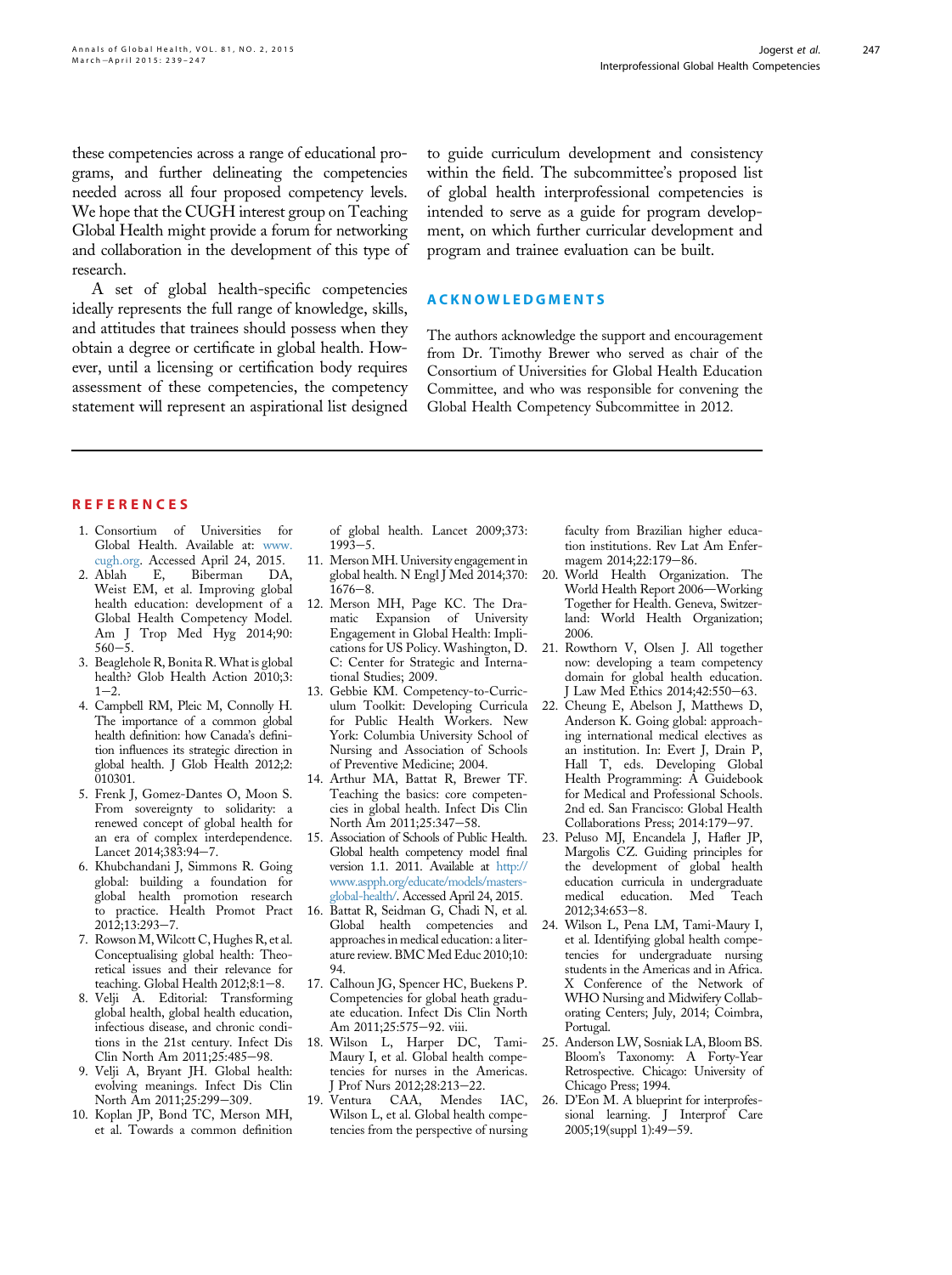these competencies across a range of educational programs, and further delineating the competencies needed across all four proposed competency levels. We hope that the CUGH interest group on Teaching Global Health might provide a forum for networking and collaboration in the development of this type of research.

A set of global health-specific competencies ideally represents the full range of knowledge, skills, and attitudes that trainees should possess when they obtain a degree or certificate in global health. However, until a licensing or certification body requires assessment of these competencies, the competency statement will represent an aspirational list designed to guide curriculum development and consistency within the field. The subcommittee's proposed list of global health interprofessional competencies is intended to serve as a guide for program development, on which further curricular development and program and trainee evaluation can be built.

## ACKNOWLEDGMENTS

The authors acknowledge the support and encouragement from Dr. Timothy Brewer who served as chair of the Consortium of Universities for Global Health Education Committee, and who was responsible for convening the Global Health Competency Subcommittee in 2012.

## REFERENCES

1. Consortium of Universities for Global Health. Available at: www.cugh.org. Accessed April 24, 2015.
2. Ablah E, Biberman DA, Weist EM, et al. Improving global health education: development of a Global Health Competency Model. Am J Trop Med Hyg 2014;90:560–5.
3. Beaglehole R, Bonita R. What is global health? Glob Health Action 2010;3:1–2.
4. Campbell RM, Pleic M, Connolly H. The importance of a common global health definition: how Canada's definition influences its strategic direction in global health. J Glob Health 2012;2:010301.
5. Frenk J, Gomez-Dantes O, Moon S. From sovereignty to solidarity: a renewed concept of global health for an era of complex interdependence. Lancet 2014;383:94–7.
6. Khubchandani J, Simmons R. Going global: building a foundation for global health promotion research to practice. Health Promot Pract 2012;13:293–7.
7. Rowson M, Wilcott C, Hughes R, et al. Conceptualising global health: Theoretical issues and their relevance for teaching. Global Health 2012;8:1–8.
8. Velji A. Editorial: Transforming global health, global health education, infectious disease, and chronic conditions in the 21st century. Infect Dis Clin North Am 2011;25:485–98.
9. Velji A, Bryant JH. Global health: evolving meanings. Infect Dis Clin North Am 2011;25:299–309.
10. Koplan JP, Bond TC, Merson MH, et al. Towards a common definition of global health. Lancet 2009;373:1993–5.
11. Merson MH. University engagement in global health. N Engl J Med 2014;370:1676–8.
12. Merson MH, Page KC. The Dramatic Expansion of University Engagement in Global Health: Implications for US Policy. Washington, D. C: Center for Strategic and International Studies; 2009.
13. Gebbie KM. Competency-to-Curriculum Toolkit: Developing Curricula for Public Health Workers. New York: Columbia University School of Nursing and Association of Schools of Preventive Medicine; 2004.
14. Arthur MA, Battat R, Brewer TF. Teaching the basics: core competencies in global health. Infect Dis Clin North Am 2011;25:347–58.
15. Association of Schools of Public Health. Global health competency model final version 1.1. 2011. Available at http://www.aspph.org/educate/models/masters-global-health/. Accessed April 24, 2015.
16. Battat R, Seidman G, Chadi N, et al. Global health competencies and approaches in medical education: a literature review. BMC Med Educ 2010;10:94.
17. Calhoun JG, Spencer HC, Buekens P. Competencies for global heath graduate education. Infect Dis Clin North Am 2011;25:575–92. viii.
18. Wilson L, Harper DC, Tami-Maury I, et al. Global health competencies for nurses in the Americas. J Prof Nurs 2012;28:213–22.
19. Ventura CAA, Mendes IAC, Wilson L, et al. Global health competencies from the perspective of nursing faculty from Brazilian higher education institutions. Rev Lat Am Enfermagem 2014;22:179–86.
20. World Health Organization. The World Health Report 2006—Working Together for Health. Geneva, Switzerland: World Health Organization; 2006.
21. Rowthorn V, Olsen J. All together now: developing a team competency domain for global health education. J Law Med Ethics 2014;42:550–63.
22. Cheung E, Abelson J, Matthews D, Anderson K. Going global: approaching international medical electives as an institution. In: Evert J, Drain P, Hall T, eds. Developing Global Health Programming: A Guidebook for Medical and Professional Schools. 2nd ed. San Francisco: Global Health Collaborations Press; 2014:179–97.
23. Peluso MJ, Encandela J, Hafler JP, Margolis CZ. Guiding principles for the development of global health education curricula in undergraduate medical education. Med Teach 2012;34:653–8.
24. Wilson L, Pena LM, Tami-Maury I, et al. Identifying global health competencies for undergraduate nursing students in the Americas and in Africa. X Conference of the Network of WHO Nursing and Midwifery Collaborating Centers; July, 2014; Coimbra, Portugal.
25. Anderson LW, Sosniak LA, Bloom BS. Bloom's Taxonomy: A Forty-Year Retrospective. Chicago: University of Chicago Press; 1994.
26. D'Eon M. A blueprint for interprofessional learning. J Interprof Care 2005;19(suppl 1):49–59.